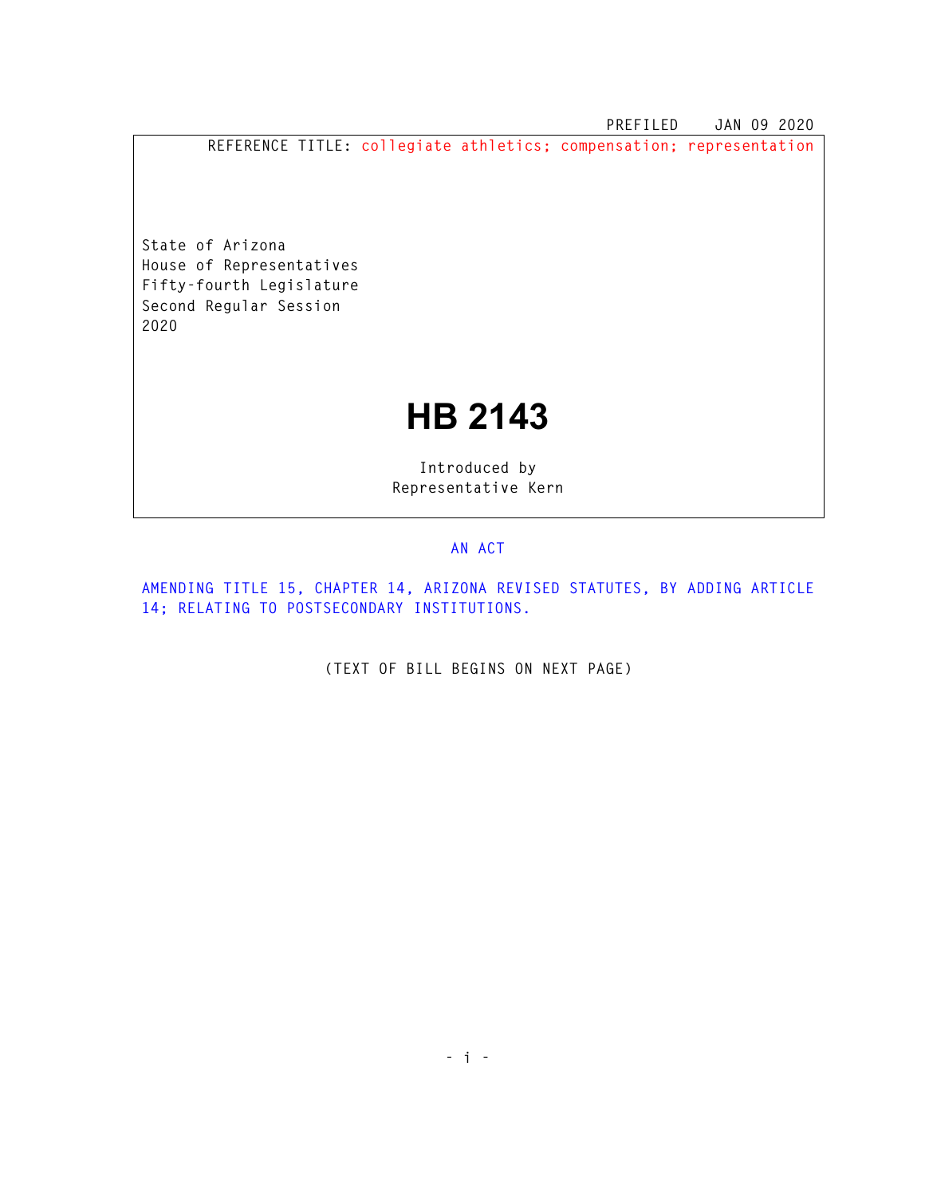PREFILED JAN 09 2020

REFERENCE TITLE: collegiate athletics; compensation; representation

State of Arizona
House of Representatives
Fifty-fourth Legislature
Second Regular Session
2020

# HB 2143

Introduced by
Representative Kern

AN ACT

AMENDING TITLE 15, CHAPTER 14, ARIZONA REVISED STATUTES, BY ADDING ARTICLE 14; RELATING TO POSTSECONDARY INSTITUTIONS.

(TEXT OF BILL BEGINS ON NEXT PAGE)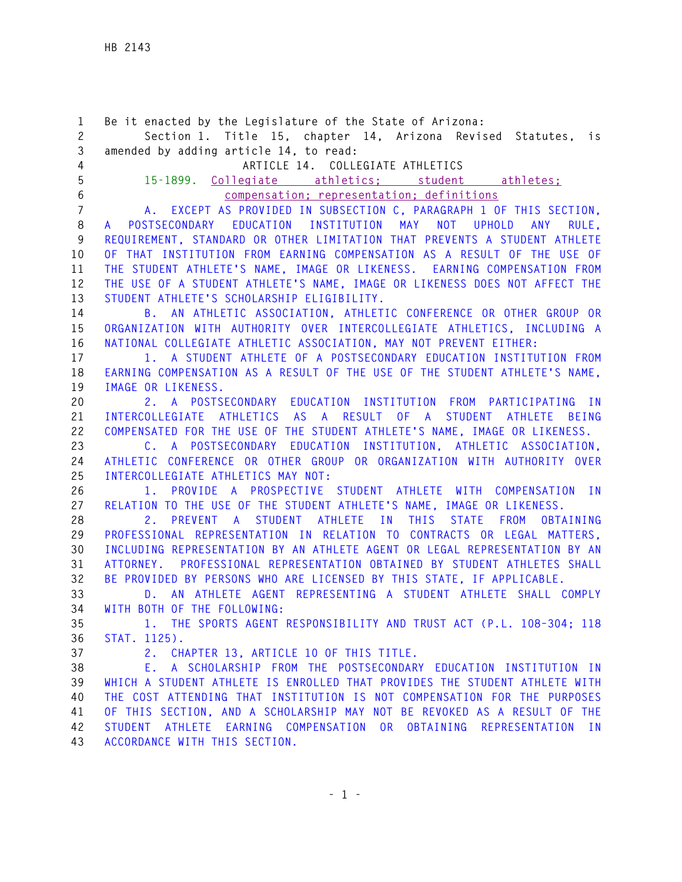Be it enacted by the Legislature of the State of Arizona:

Section 1. Title 15, chapter 14, Arizona Revised Statutes, is amended by adding article 14, to read:

ARTICLE 14. COLLEGIATE ATHLETICS

15-1899. Collegiate athletics; student athletes; compensation; representation; definitions

A. EXCEPT AS PROVIDED IN SUBSECTION C, PARAGRAPH 1 OF THIS SECTION, A POSTSECONDARY EDUCATION INSTITUTION MAY NOT UPHOLD ANY RULE, REQUIREMENT, STANDARD OR OTHER LIMITATION THAT PREVENTS A STUDENT ATHLETE OF THAT INSTITUTION FROM EARNING COMPENSATION AS A RESULT OF THE USE OF THE STUDENT ATHLETE'S NAME, IMAGE OR LIKENESS. EARNING COMPENSATION FROM THE USE OF A STUDENT ATHLETE'S NAME, IMAGE OR LIKENESS DOES NOT AFFECT THE STUDENT ATHLETE'S SCHOLARSHIP ELIGIBILITY.

B. AN ATHLETIC ASSOCIATION, ATHLETIC CONFERENCE OR OTHER GROUP OR ORGANIZATION WITH AUTHORITY OVER INTERCOLLEGIATE ATHLETICS, INCLUDING A NATIONAL COLLEGIATE ATHLETIC ASSOCIATION, MAY NOT PREVENT EITHER:

1. A STUDENT ATHLETE OF A POSTSECONDARY EDUCATION INSTITUTION FROM EARNING COMPENSATION AS A RESULT OF THE USE OF THE STUDENT ATHLETE'S NAME, IMAGE OR LIKENESS.

2. A POSTSECONDARY EDUCATION INSTITUTION FROM PARTICIPATING IN INTERCOLLEGIATE ATHLETICS AS A RESULT OF A STUDENT ATHLETE BEING COMPENSATED FOR THE USE OF THE STUDENT ATHLETE'S NAME, IMAGE OR LIKENESS.

C. A POSTSECONDARY EDUCATION INSTITUTION, ATHLETIC ASSOCIATION, ATHLETIC CONFERENCE OR OTHER GROUP OR ORGANIZATION WITH AUTHORITY OVER INTERCOLLEGIATE ATHLETICS MAY NOT:

1. PROVIDE A PROSPECTIVE STUDENT ATHLETE WITH COMPENSATION IN RELATION TO THE USE OF THE STUDENT ATHLETE'S NAME, IMAGE OR LIKENESS.

2. PREVENT A STUDENT ATHLETE IN THIS STATE FROM OBTAINING PROFESSIONAL REPRESENTATION IN RELATION TO CONTRACTS OR LEGAL MATTERS, INCLUDING REPRESENTATION BY AN ATHLETE AGENT OR LEGAL REPRESENTATION BY AN ATTORNEY. PROFESSIONAL REPRESENTATION OBTAINED BY STUDENT ATHLETES SHALL BE PROVIDED BY PERSONS WHO ARE LICENSED BY THIS STATE, IF APPLICABLE.

D. AN ATHLETE AGENT REPRESENTING A STUDENT ATHLETE SHALL COMPLY WITH BOTH OF THE FOLLOWING:

1. THE SPORTS AGENT RESPONSIBILITY AND TRUST ACT (P.L. 108-304; 118 STAT. 1125).

2. CHAPTER 13, ARTICLE 10 OF THIS TITLE.

E. A SCHOLARSHIP FROM THE POSTSECONDARY EDUCATION INSTITUTION IN WHICH A STUDENT ATHLETE IS ENROLLED THAT PROVIDES THE STUDENT ATHLETE WITH THE COST ATTENDING THAT INSTITUTION IS NOT COMPENSATION FOR THE PURPOSES OF THIS SECTION, AND A SCHOLARSHIP MAY NOT BE REVOKED AS A RESULT OF THE STUDENT ATHLETE EARNING COMPENSATION OR OBTAINING REPRESENTATION IN ACCORDANCE WITH THIS SECTION.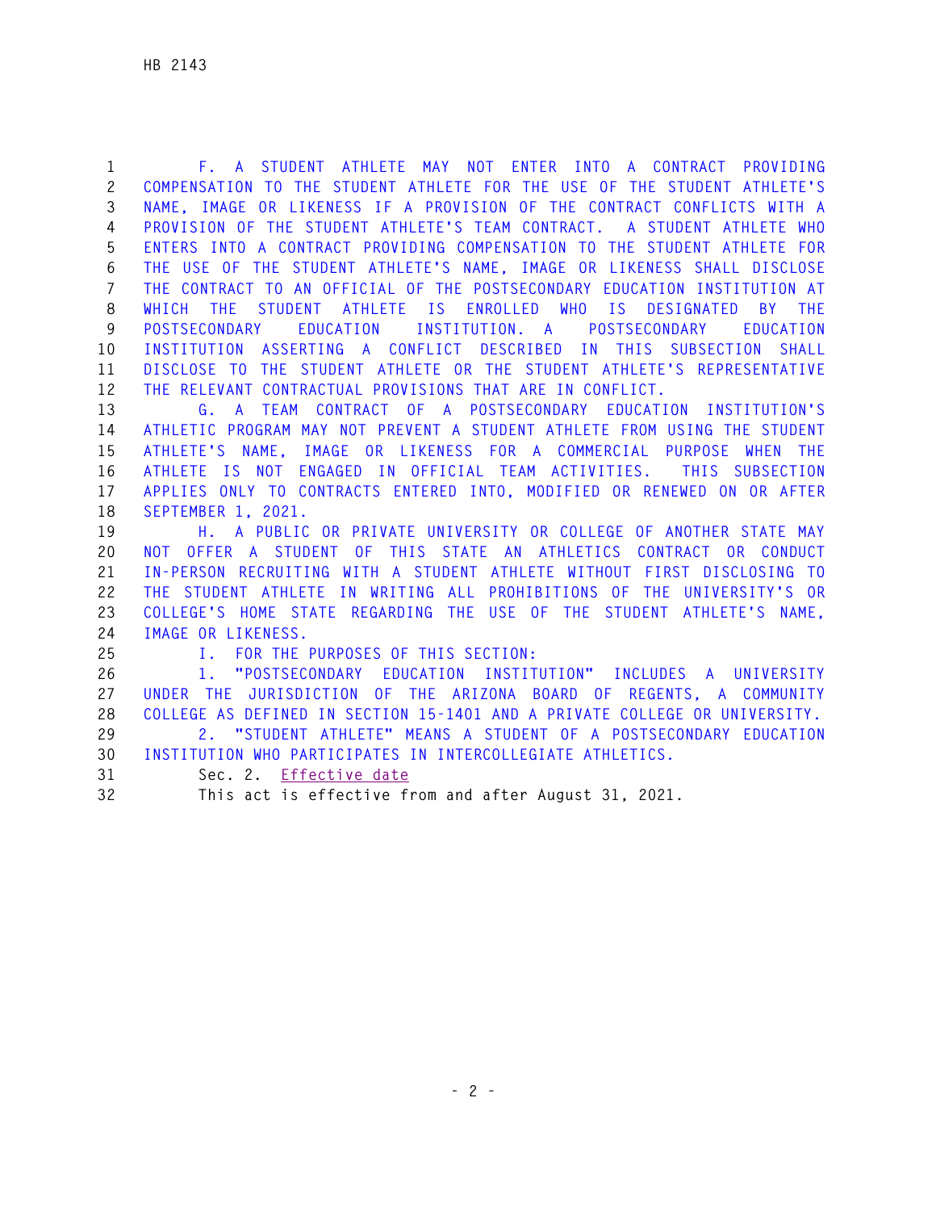F. A STUDENT ATHLETE MAY NOT ENTER INTO A CONTRACT PROVIDING COMPENSATION TO THE STUDENT ATHLETE FOR THE USE OF THE STUDENT ATHLETE'S NAME, IMAGE OR LIKENESS IF A PROVISION OF THE CONTRACT CONFLICTS WITH A PROVISION OF THE STUDENT ATHLETE'S TEAM CONTRACT. A STUDENT ATHLETE WHO ENTERS INTO A CONTRACT PROVIDING COMPENSATION TO THE STUDENT ATHLETE FOR THE USE OF THE STUDENT ATHLETE'S NAME, IMAGE OR LIKENESS SHALL DISCLOSE THE CONTRACT TO AN OFFICIAL OF THE POSTSECONDARY EDUCATION INSTITUTION AT WHICH THE STUDENT ATHLETE IS ENROLLED WHO IS DESIGNATED BY THE POSTSECONDARY EDUCATION INSTITUTION. A POSTSECONDARY EDUCATION INSTITUTION ASSERTING A CONFLICT DESCRIBED IN THIS SUBSECTION SHALL DISCLOSE TO THE STUDENT ATHLETE OR THE STUDENT ATHLETE'S REPRESENTATIVE THE RELEVANT CONTRACTUAL PROVISIONS THAT ARE IN CONFLICT.

G. A TEAM CONTRACT OF A POSTSECONDARY EDUCATION INSTITUTION'S ATHLETIC PROGRAM MAY NOT PREVENT A STUDENT ATHLETE FROM USING THE STUDENT ATHLETE'S NAME, IMAGE OR LIKENESS FOR A COMMERCIAL PURPOSE WHEN THE ATHLETE IS NOT ENGAGED IN OFFICIAL TEAM ACTIVITIES. THIS SUBSECTION APPLIES ONLY TO CONTRACTS ENTERED INTO, MODIFIED OR RENEWED ON OR AFTER SEPTEMBER 1, 2021.

H. A PUBLIC OR PRIVATE UNIVERSITY OR COLLEGE OF ANOTHER STATE MAY NOT OFFER A STUDENT OF THIS STATE AN ATHLETICS CONTRACT OR CONDUCT IN-PERSON RECRUITING WITH A STUDENT ATHLETE WITHOUT FIRST DISCLOSING TO THE STUDENT ATHLETE IN WRITING ALL PROHIBITIONS OF THE UNIVERSITY'S OR COLLEGE'S HOME STATE REGARDING THE USE OF THE STUDENT ATHLETE'S NAME, IMAGE OR LIKENESS.

I. FOR THE PURPOSES OF THIS SECTION:

1. "POSTSECONDARY EDUCATION INSTITUTION" INCLUDES A UNIVERSITY UNDER THE JURISDICTION OF THE ARIZONA BOARD OF REGENTS, A COMMUNITY COLLEGE AS DEFINED IN SECTION 15-1401 AND A PRIVATE COLLEGE OR UNIVERSITY.

2. "STUDENT ATHLETE" MEANS A STUDENT OF A POSTSECONDARY EDUCATION INSTITUTION WHO PARTICIPATES IN INTERCOLLEGIATE ATHLETICS.

Sec. 2. Effective date

This act is effective from and after August 31, 2021.